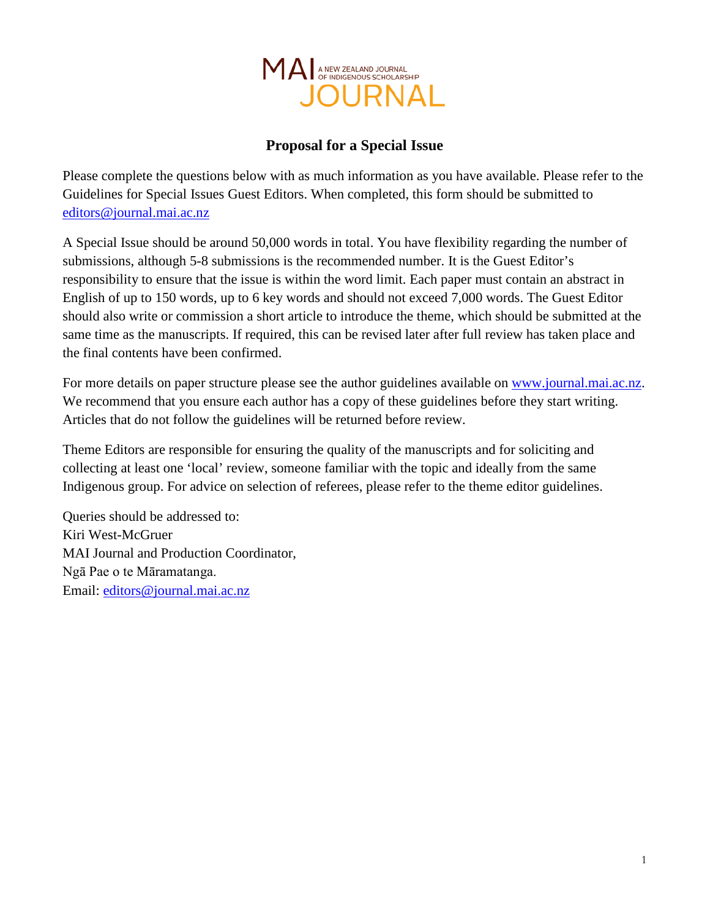MAI A NEW ZEALAND JOURNAL OF INDIGENOUS SCHOLARSHIP
JOURNAL

## Proposal for a Special Issue

Please complete the questions below with as much information as you have available. Please refer to the Guidelines for Special Issues Guest Editors. When completed, this form should be submitted to editors@journal.mai.ac.nz

A Special Issue should be around 50,000 words in total. You have flexibility regarding the number of submissions, although 5-8 submissions is the recommended number. It is the Guest Editor's responsibility to ensure that the issue is within the word limit. Each paper must contain an abstract in English of up to 150 words, up to 6 key words and should not exceed 7,000 words. The Guest Editor should also write or commission a short article to introduce the theme, which should be submitted at the same time as the manuscripts. If required, this can be revised later after full review has taken place and the final contents have been confirmed.

For more details on paper structure please see the author guidelines available on www.journal.mai.ac.nz. We recommend that you ensure each author has a copy of these guidelines before they start writing. Articles that do not follow the guidelines will be returned before review.

Theme Editors are responsible for ensuring the quality of the manuscripts and for soliciting and collecting at least one 'local' review, someone familiar with the topic and ideally from the same Indigenous group. For advice on selection of referees, please refer to the theme editor guidelines.

Queries should be addressed to:
Kiri West-McGruer
MAI Journal and Production Coordinator,
Ngā Pae o te Māramatanga.
Email: editors@journal.mai.ac.nz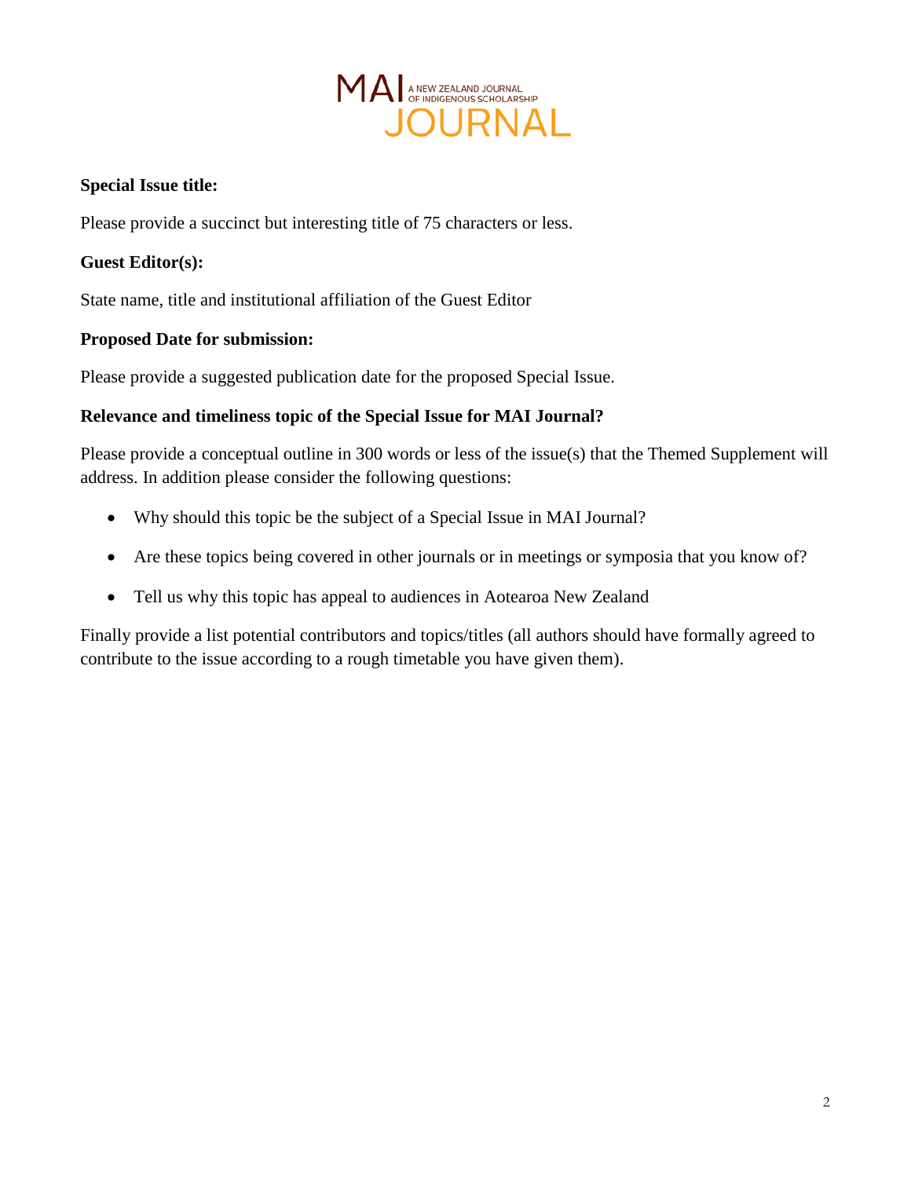MAI A NEW ZEALAND JOURNAL OF INDIGENOUS SCHOLARSHIP JOURNAL

**Special Issue title:**

Please provide a succinct but interesting title of 75 characters or less.

**Guest Editor(s):**

State name, title and institutional affiliation of the Guest Editor

**Proposed Date for submission:**

Please provide a suggested publication date for the proposed Special Issue.

**Relevance and timeliness topic of the Special Issue for MAI Journal?**

Please provide a conceptual outline in 300 words or less of the issue(s) that the Themed Supplement will address. In addition please consider the following questions:

- Why should this topic be the subject of a Special Issue in MAI Journal?
- Are these topics being covered in other journals or in meetings or symposia that you know of?
- Tell us why this topic has appeal to audiences in Aotearoa New Zealand

Finally provide a list potential contributors and topics/titles (all authors should have formally agreed to contribute to the issue according to a rough timetable you have given them).